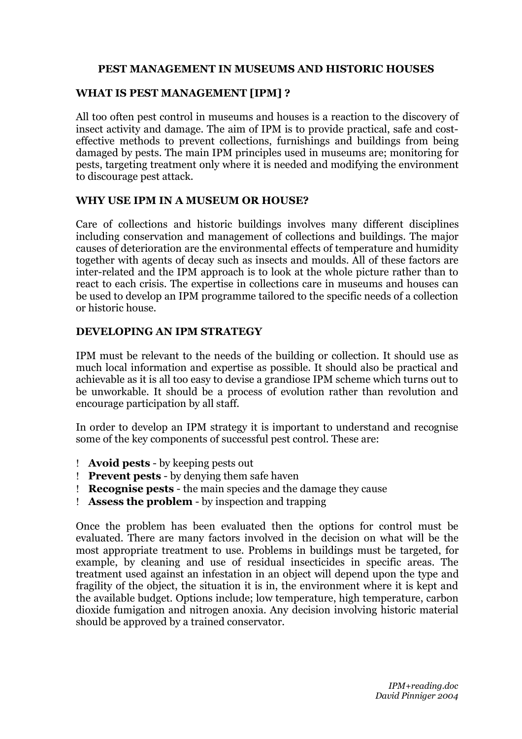# PEST MANAGEMENT IN MUSEUMS AND HISTORIC HOUSES

## WHAT IS PEST MANAGEMENT [IPM] ?

All too often pest control in museums and houses is a reaction to the discovery of insect activity and damage. The aim of IPM is to provide practical, safe and cost-effective methods to prevent collections, furnishings and buildings from being damaged by pests. The main IPM principles used in museums are; monitoring for pests, targeting treatment only where it is needed and modifying the environment to discourage pest attack.

## WHY USE IPM IN A MUSEUM OR HOUSE?

Care of collections and historic buildings involves many different disciplines including conservation and management of collections and buildings. The major causes of deterioration are the environmental effects of temperature and humidity together with agents of decay such as insects and moulds. All of these factors are inter-related and the IPM approach is to look at the whole picture rather than to react to each crisis. The expertise in collections care in museums and houses can be used to develop an IPM programme tailored to the specific needs of a collection or historic house.

## DEVELOPING AN IPM STRATEGY

IPM must be relevant to the needs of the building or collection. It should use as much local information and expertise as possible. It should also be practical and achievable as it is all too easy to devise a grandiose IPM scheme which turns out to be unworkable. It should be a process of evolution rather than revolution and encourage participation by all staff.

In order to develop an IPM strategy it is important to understand and recognise some of the key components of successful pest control. These are:

- **Avoid pests** - by keeping pests out
- **Prevent pests** - by denying them safe haven
- **Recognise pests** - the main species and the damage they cause
- **Assess the problem** - by inspection and trapping

Once the problem has been evaluated then the options for control must be evaluated. There are many factors involved in the decision on what will be the most appropriate treatment to use. Problems in buildings must be targeted, for example, by cleaning and use of residual insecticides in specific areas. The treatment used against an infestation in an object will depend upon the type and fragility of the object, the situation it is in, the environment where it is kept and the available budget. Options include; low temperature, high temperature, carbon dioxide fumigation and nitrogen anoxia. Any decision involving historic material should be approved by a trained conservator.

*IPM+reading.doc*
*David Pinniger 2004*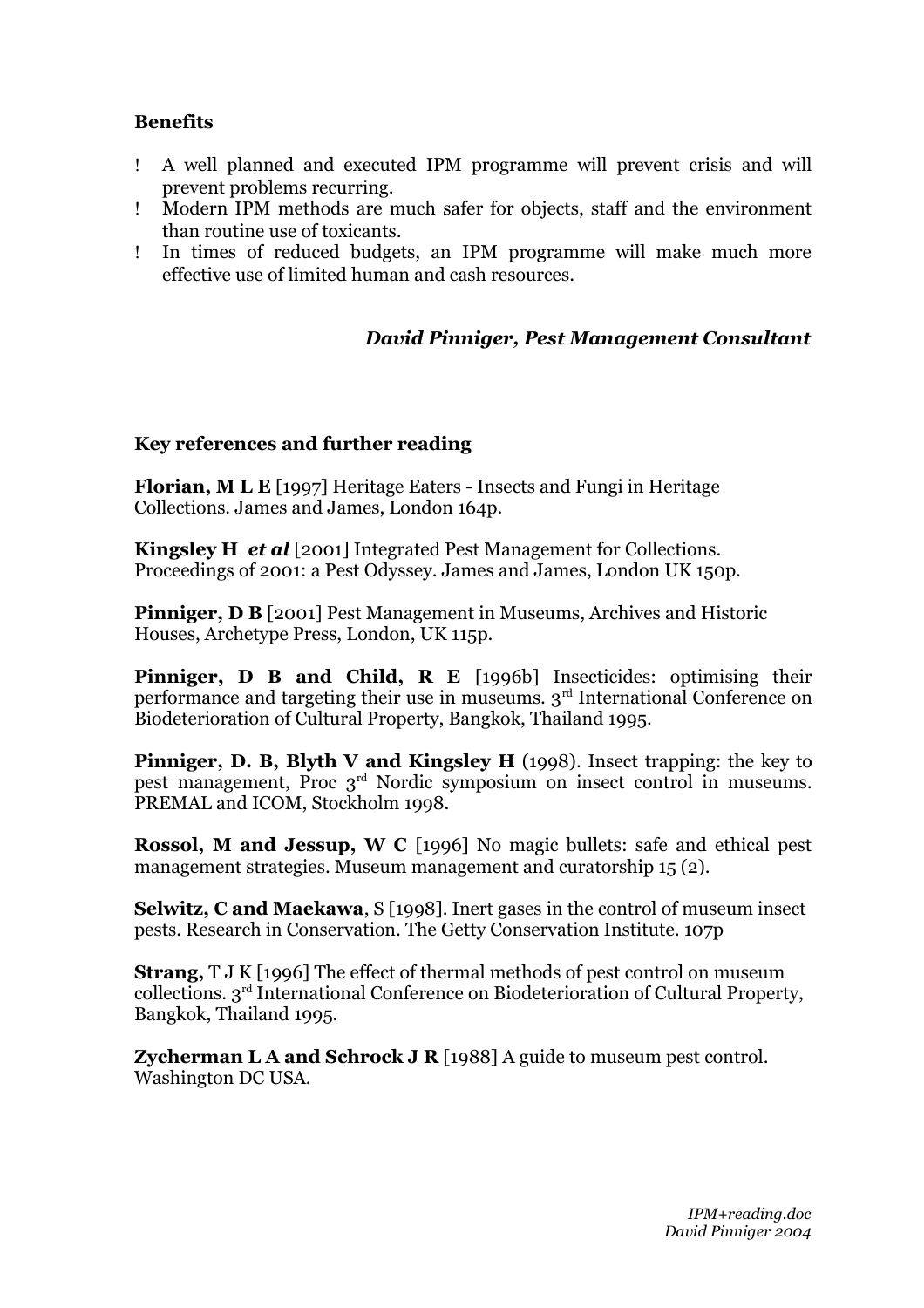**Benefits**

- A well planned and executed IPM programme will prevent crisis and will prevent problems recurring.
- Modern IPM methods are much safer for objects, staff and the environment than routine use of toxicants.
- In times of reduced budgets, an IPM programme will make much more effective use of limited human and cash resources.

***David Pinniger, Pest Management Consultant***

**Key references and further reading**

**Florian, M L E** [1997] Heritage Eaters - Insects and Fungi in Heritage Collections. James and James, London 164p.

**Kingsley H** ***et al*** [2001] Integrated Pest Management for Collections. Proceedings of 2001: a Pest Odyssey. James and James, London UK 150p.

**Pinniger, D B** [2001] Pest Management in Museums, Archives and Historic Houses, Archetype Press, London, UK 115p.

**Pinniger, D B and Child, R E** [1996b] Insecticides: optimising their performance and targeting their use in museums. 3rd International Conference on Biodeterioration of Cultural Property, Bangkok, Thailand 1995.

**Pinniger, D. B, Blyth V and Kingsley H** (1998). Insect trapping: the key to pest management, Proc 3rd Nordic symposium on insect control in museums. PREMAL and ICOM, Stockholm 1998.

**Rossol, M and Jessup, W C** [1996] No magic bullets: safe and ethical pest management strategies. Museum management and curatorship 15 (2).

**Selwitz, C and Maekawa**, S [1998]. Inert gases in the control of museum insect pests. Research in Conservation. The Getty Conservation Institute. 107p

**Strang,** T J K [1996] The effect of thermal methods of pest control on museum collections. 3rd International Conference on Biodeterioration of Cultural Property, Bangkok, Thailand 1995.

**Zycherman L A and Schrock J R** [1988] A guide to museum pest control. Washington DC USA.

*IPM+reading.doc*
*David Pinniger 2004*